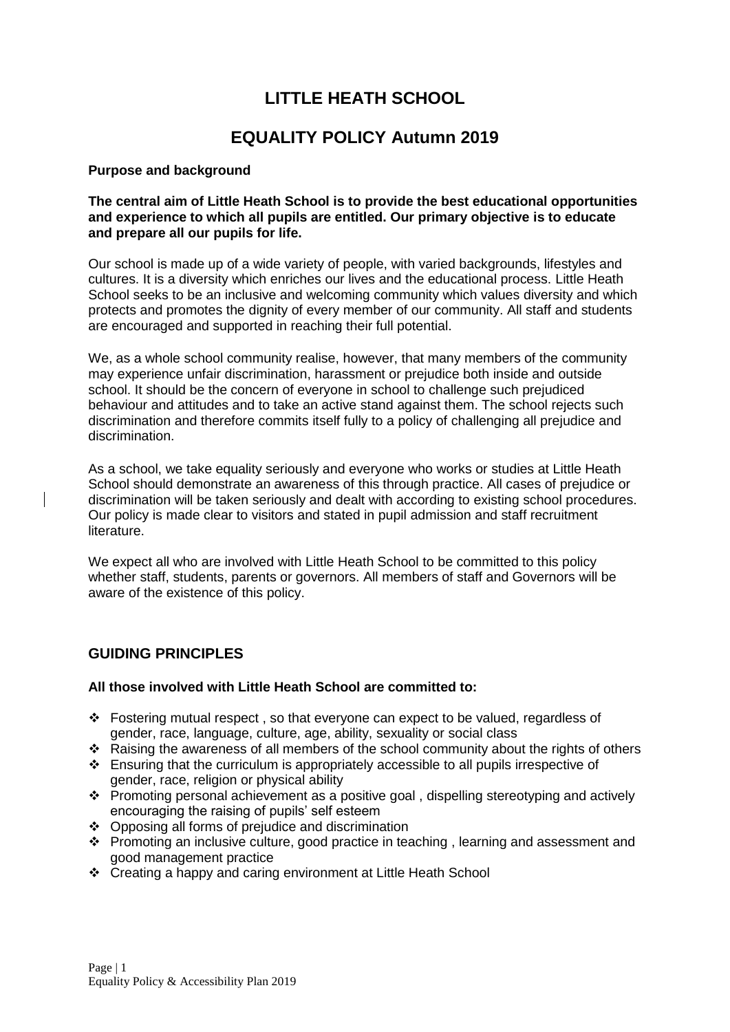# LITTLE HEATH SCHOOL

## EQUALITY POLICY Autumn 2019

**Purpose and background**

**The central aim of Little Heath School is to provide the best educational opportunities and experience to which all pupils are entitled. Our primary objective is to educate and prepare all our pupils for life.**

Our school is made up of a wide variety of people, with varied backgrounds, lifestyles and cultures. It is a diversity which enriches our lives and the educational process. Little Heath School seeks to be an inclusive and welcoming community which values diversity and which protects and promotes the dignity of every member of our community. All staff and students are encouraged and supported in reaching their full potential.

We, as a whole school community realise, however, that many members of the community may experience unfair discrimination, harassment or prejudice both inside and outside school. It should be the concern of everyone in school to challenge such prejudiced behaviour and attitudes and to take an active stand against them. The school rejects such discrimination and therefore commits itself fully to a policy of challenging all prejudice and discrimination.

As a school, we take equality seriously and everyone who works or studies at Little Heath School should demonstrate an awareness of this through practice. All cases of prejudice or discrimination will be taken seriously and dealt with according to existing school procedures. Our policy is made clear to visitors and stated in pupil admission and staff recruitment literature.

We expect all who are involved with Little Heath School to be committed to this policy whether staff, students, parents or governors. All members of staff and Governors will be aware of the existence of this policy.

## GUIDING PRINCIPLES

**All those involved with Little Heath School are committed to:**

- Fostering mutual respect , so that everyone can expect to be valued, regardless of gender, race, language, culture, age, ability, sexuality or social class
- Raising the awareness of all members of the school community about the rights of others
- Ensuring that the curriculum is appropriately accessible to all pupils irrespective of gender, race, religion or physical ability
- Promoting personal achievement as a positive goal , dispelling stereotyping and actively encouraging the raising of pupils' self esteem
- Opposing all forms of prejudice and discrimination
- Promoting an inclusive culture, good practice in teaching , learning and assessment and good management practice
- Creating a happy and caring environment at Little Heath School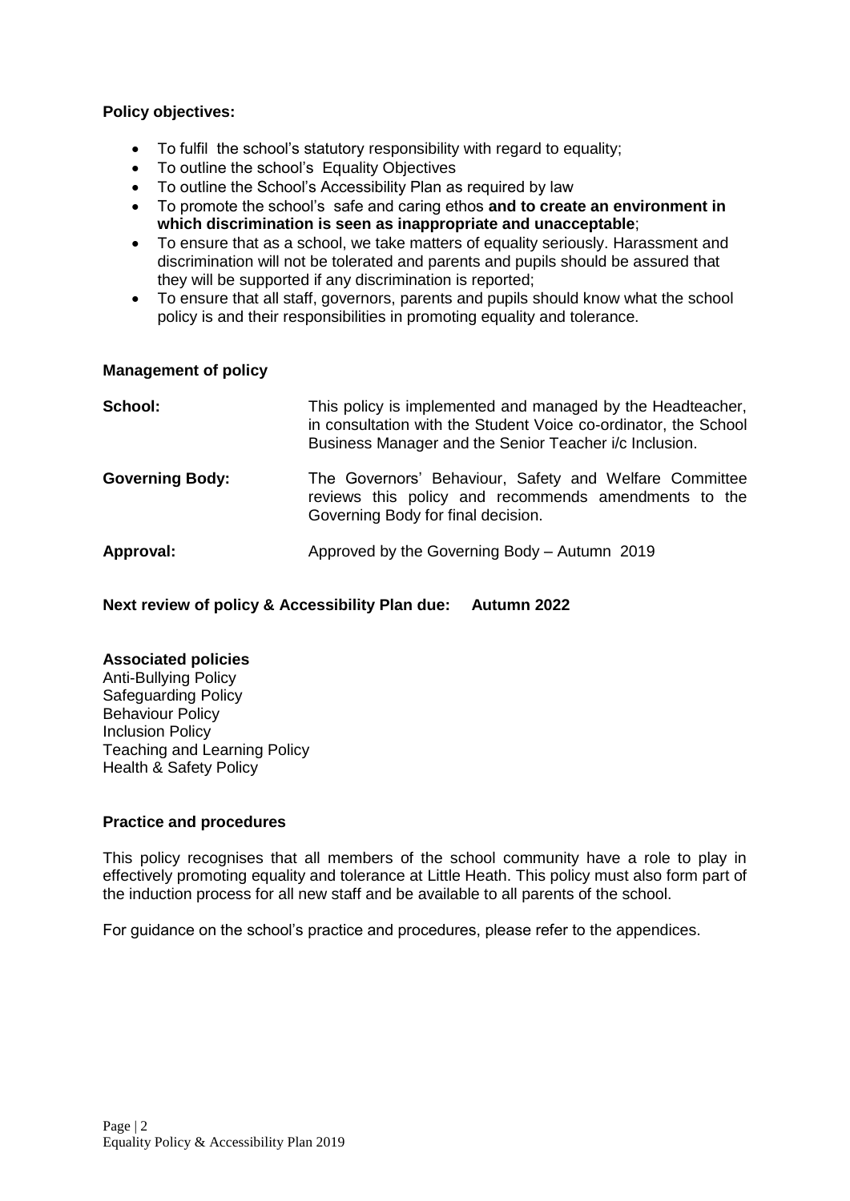**Policy objectives:**

- To fulfil the school's statutory responsibility with regard to equality;
- To outline the school's Equality Objectives
- To outline the School's Accessibility Plan as required by law
- To promote the school's safe and caring ethos **and to create an environment in which discrimination is seen as inappropriate and unacceptable**;
- To ensure that as a school, we take matters of equality seriously. Harassment and discrimination will not be tolerated and parents and pupils should be assured that they will be supported if any discrimination is reported;
- To ensure that all staff, governors, parents and pupils should know what the school policy is and their responsibilities in promoting equality and tolerance.

**Management of policy**

| | |
|---|---|
| **School:** | This policy is implemented and managed by the Headteacher, in consultation with the Student Voice co-ordinator, the School Business Manager and the Senior Teacher i/c Inclusion. |
| **Governing Body:** | The Governors' Behaviour, Safety and Welfare Committee reviews this policy and recommends amendments to the Governing Body for final decision. |
| **Approval:** | Approved by the Governing Body – Autumn 2019 |

**Next review of policy & Accessibility Plan due: Autumn 2022**

**Associated policies**
Anti-Bullying Policy
Safeguarding Policy
Behaviour Policy
Inclusion Policy
Teaching and Learning Policy
Health & Safety Policy

**Practice and procedures**

This policy recognises that all members of the school community have a role to play in effectively promoting equality and tolerance at Little Heath. This policy must also form part of the induction process for all new staff and be available to all parents of the school.

For guidance on the school's practice and procedures, please refer to the appendices.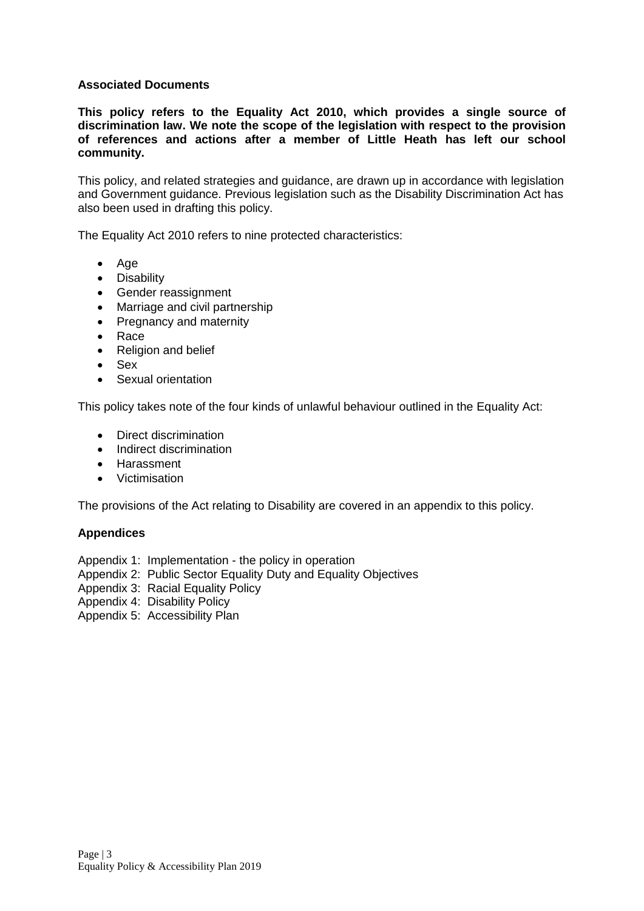**Associated Documents**

**This policy refers to the Equality Act 2010, which provides a single source of discrimination law. We note the scope of the legislation with respect to the provision of references and actions after a member of Little Heath has left our school community.**

This policy, and related strategies and guidance, are drawn up in accordance with legislation and Government guidance. Previous legislation such as the Disability Discrimination Act has also been used in drafting this policy.

The Equality Act 2010 refers to nine protected characteristics:

- Age
- Disability
- Gender reassignment
- Marriage and civil partnership
- Pregnancy and maternity
- Race
- Religion and belief
- Sex
- Sexual orientation

This policy takes note of the four kinds of unlawful behaviour outlined in the Equality Act:

- Direct discrimination
- Indirect discrimination
- Harassment
- Victimisation

The provisions of the Act relating to Disability are covered in an appendix to this policy.

**Appendices**

Appendix 1: Implementation - the policy in operation
Appendix 2: Public Sector Equality Duty and Equality Objectives
Appendix 3: Racial Equality Policy
Appendix 4: Disability Policy
Appendix 5: Accessibility Plan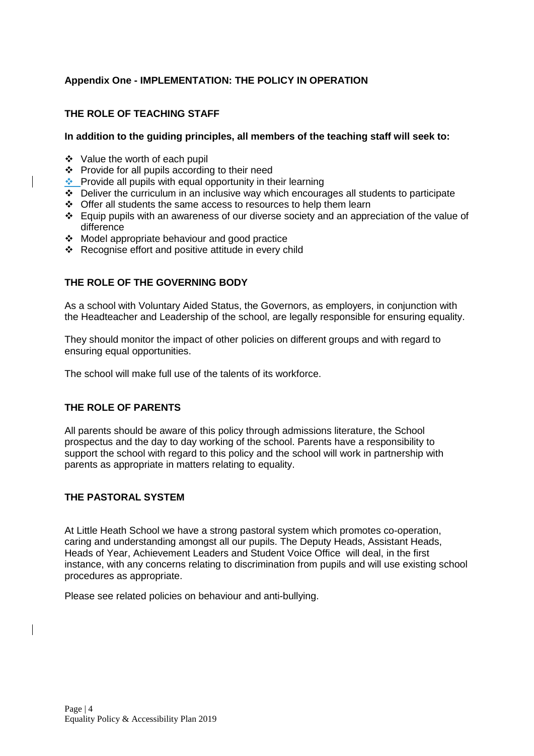## Appendix One - IMPLEMENTATION: THE POLICY IN OPERATION

### THE ROLE OF TEACHING STAFF

**In addition to the guiding principles, all members of the teaching staff will seek to:**

- Value the worth of each pupil
- Provide for all pupils according to their need
- Provide all pupils with equal opportunity in their learning
- Deliver the curriculum in an inclusive way which encourages all students to participate
- Offer all students the same access to resources to help them learn
- Equip pupils with an awareness of our diverse society and an appreciation of the value of difference
- Model appropriate behaviour and good practice
- Recognise effort and positive attitude in every child

### THE ROLE OF THE GOVERNING BODY

As a school with Voluntary Aided Status, the Governors, as employers, in conjunction with the Headteacher and Leadership of the school, are legally responsible for ensuring equality.

They should monitor the impact of other policies on different groups and with regard to ensuring equal opportunities.

The school will make full use of the talents of its workforce.

### THE ROLE OF PARENTS

All parents should be aware of this policy through admissions literature, the School prospectus and the day to day working of the school. Parents have a responsibility to support the school with regard to this policy and the school will work in partnership with parents as appropriate in matters relating to equality.

### THE PASTORAL SYSTEM

At Little Heath School we have a strong pastoral system which promotes co-operation, caring and understanding amongst all our pupils. The Deputy Heads, Assistant Heads, Heads of Year, Achievement Leaders and Student Voice Office will deal, in the first instance, with any concerns relating to discrimination from pupils and will use existing school procedures as appropriate.

Please see related policies on behaviour and anti-bullying.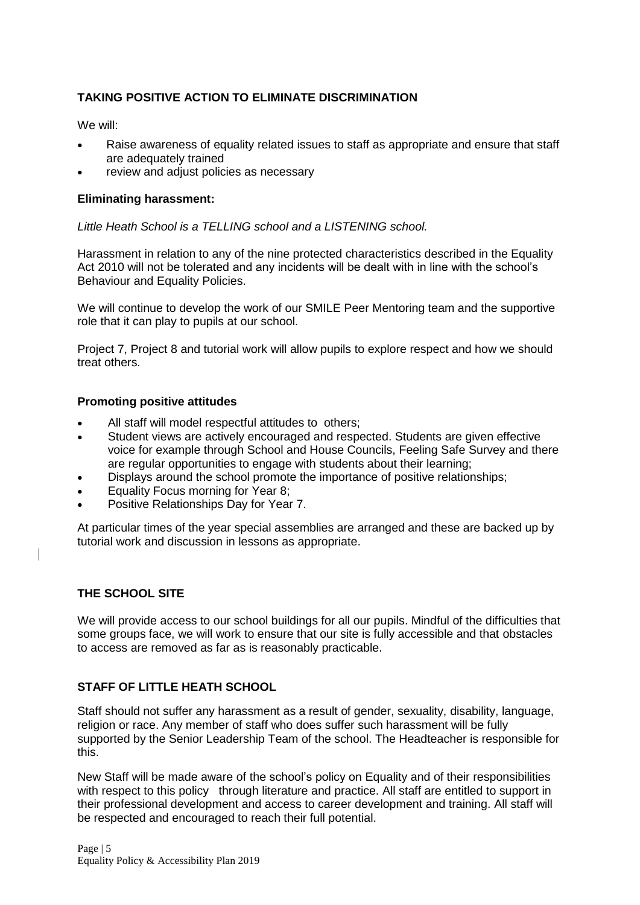## TAKING POSITIVE ACTION TO ELIMINATE DISCRIMINATION

We will:

- Raise awareness of equality related issues to staff as appropriate and ensure that staff are adequately trained
- review and adjust policies as necessary

### Eliminating harassment:

*Little Heath School is a TELLING school and a LISTENING school.*

Harassment in relation to any of the nine protected characteristics described in the Equality Act 2010 will not be tolerated and any incidents will be dealt with in line with the school's Behaviour and Equality Policies.

We will continue to develop the work of our SMILE Peer Mentoring team and the supportive role that it can play to pupils at our school.

Project 7, Project 8 and tutorial work will allow pupils to explore respect and how we should treat others.

### Promoting positive attitudes

- All staff will model respectful attitudes to others;
- Student views are actively encouraged and respected. Students are given effective voice for example through School and House Councils, Feeling Safe Survey and there are regular opportunities to engage with students about their learning;
- Displays around the school promote the importance of positive relationships;
- Equality Focus morning for Year 8;
- Positive Relationships Day for Year 7.

At particular times of the year special assemblies are arranged and these are backed up by tutorial work and discussion in lessons as appropriate.

## THE SCHOOL SITE

We will provide access to our school buildings for all our pupils. Mindful of the difficulties that some groups face, we will work to ensure that our site is fully accessible and that obstacles to access are removed as far as is reasonably practicable.

## STAFF OF LITTLE HEATH SCHOOL

Staff should not suffer any harassment as a result of gender, sexuality, disability, language, religion or race. Any member of staff who does suffer such harassment will be fully supported by the Senior Leadership Team of the school. The Headteacher is responsible for this.

New Staff will be made aware of the school's policy on Equality and of their responsibilities with respect to this policy through literature and practice. All staff are entitled to support in their professional development and access to career development and training. All staff will be respected and encouraged to reach their full potential.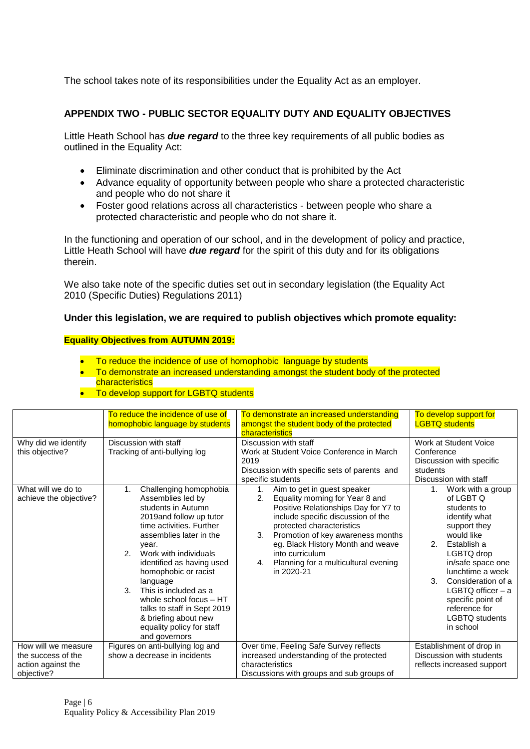The school takes note of its responsibilities under the Equality Act as an employer.

## APPENDIX TWO - PUBLIC SECTOR EQUALITY DUTY AND EQUALITY OBJECTIVES

Little Heath School has ***due regard*** to the three key requirements of all public bodies as outlined in the Equality Act:

- Eliminate discrimination and other conduct that is prohibited by the Act
- Advance equality of opportunity between people who share a protected characteristic and people who do not share it
- Foster good relations across all characteristics - between people who share a protected characteristic and people who do not share it.

In the functioning and operation of our school, and in the development of policy and practice, Little Heath School will have ***due regard*** for the spirit of this duty and for its obligations therein.

We also take note of the specific duties set out in secondary legislation (the Equality Act 2010 (Specific Duties) Regulations 2011)

**Under this legislation, we are required to publish objectives which promote equality:**

**Equality Objectives from AUTUMN 2019:**

- To reduce the incidence of use of homophobic language by students
- To demonstrate an increased understanding amongst the student body of the protected characteristics
- To develop support for LGBTQ students

| | To reduce the incidence of use of homophobic language by students | To demonstrate an increased understanding amongst the student body of the protected characteristics | To develop support for LGBTQ students |
|---|---|---|---|
| Why did we identify this objective? | Discussion with staff<br>Tracking of anti-bullying log | Discussion with staff<br>Work at Student Voice Conference in March 2019<br>Discussion with specific sets of parents and specific students | Work at Student Voice Conference<br>Discussion with specific students<br>Discussion with staff |
| What will we do to achieve the objective? | 1. Challenging homophobia Assemblies led by students in Autumn 2019and follow up tutor time activities. Further assemblies later in the year.<br>2. Work with individuals identified as having used homophobic or racist language<br>3. This is included as a whole school focus – HT talks to staff in Sept 2019 & briefing about new equality policy for staff and governors | 1. Aim to get in guest speaker<br>2. Equality morning for Year 8 and Positive Relationships Day for Y7 to include specific discussion of the protected characteristics<br>3. Promotion of key awareness months eg. Black History Month and weave into curriculum<br>4. Planning for a multicultural evening in 2020-21 | 1. Work with a group of LGBT Q students to identify what support they would like<br>2. Establish a LGBTQ drop in/safe space one lunchtime a week<br>3. Consideration of a LGBTQ officer – a specific point of reference for LGBTQ students in school |
| How will we measure the success of the action against the objective? | Figures on anti-bullying log and show a decrease in incidents | Over time, Feeling Safe Survey reflects increased understanding of the protected characteristics<br>Discussions with groups and sub groups of | Establishment of drop in<br>Discussion with students reflects increased support |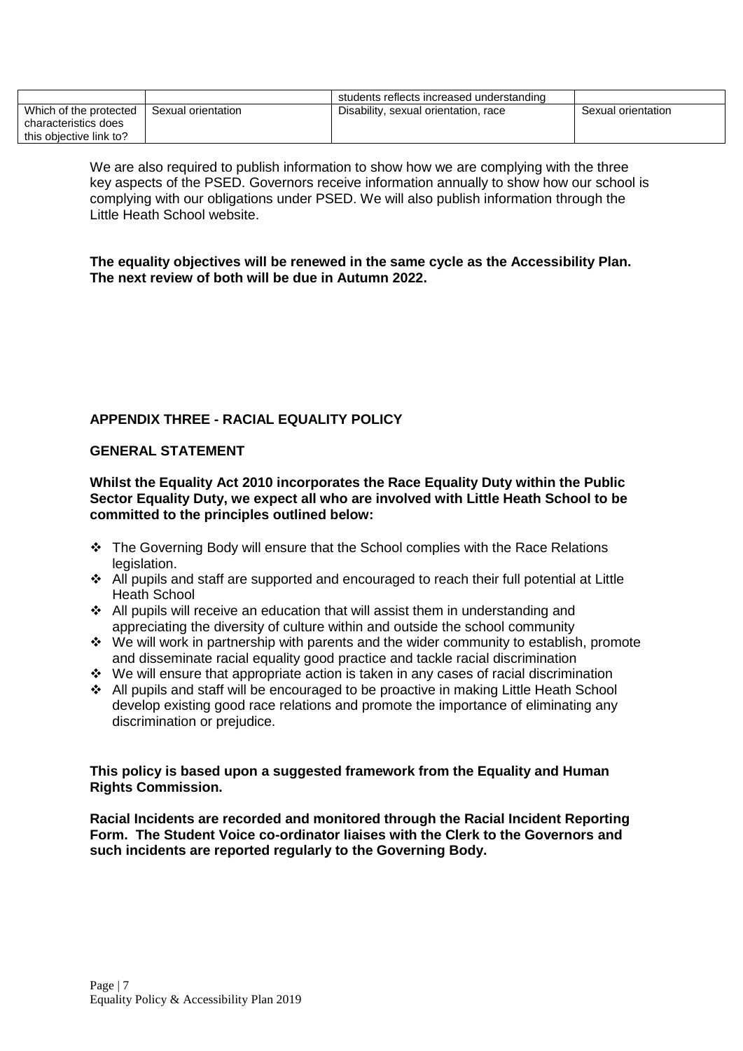| | | | |
|---|---|---|---|
| | | students reflects increased understanding | |
| Which of the protected characteristics does this objective link to? | Sexual orientation | Disability, sexual orientation, race | Sexual orientation |

We are also required to publish information to show how we are complying with the three key aspects of the PSED. Governors receive information annually to show how our school is complying with our obligations under PSED. We will also publish information through the Little Heath School website.

**The equality objectives will be renewed in the same cycle as the Accessibility Plan. The next review of both will be due in Autumn 2022.**

## APPENDIX THREE - RACIAL EQUALITY POLICY

### GENERAL STATEMENT

**Whilst the Equality Act 2010 incorporates the Race Equality Duty within the Public Sector Equality Duty, we expect all who are involved with Little Heath School to be committed to the principles outlined below:**

- ❖ The Governing Body will ensure that the School complies with the Race Relations legislation.
- ❖ All pupils and staff are supported and encouraged to reach their full potential at Little Heath School
- ❖ All pupils will receive an education that will assist them in understanding and appreciating the diversity of culture within and outside the school community
- ❖ We will work in partnership with parents and the wider community to establish, promote and disseminate racial equality good practice and tackle racial discrimination
- ❖ We will ensure that appropriate action is taken in any cases of racial discrimination
- ❖ All pupils and staff will be encouraged to be proactive in making Little Heath School develop existing good race relations and promote the importance of eliminating any discrimination or prejudice.

**This policy is based upon a suggested framework from the Equality and Human Rights Commission.**

**Racial Incidents are recorded and monitored through the Racial Incident Reporting Form. The Student Voice co-ordinator liaises with the Clerk to the Governors and such incidents are reported regularly to the Governing Body.**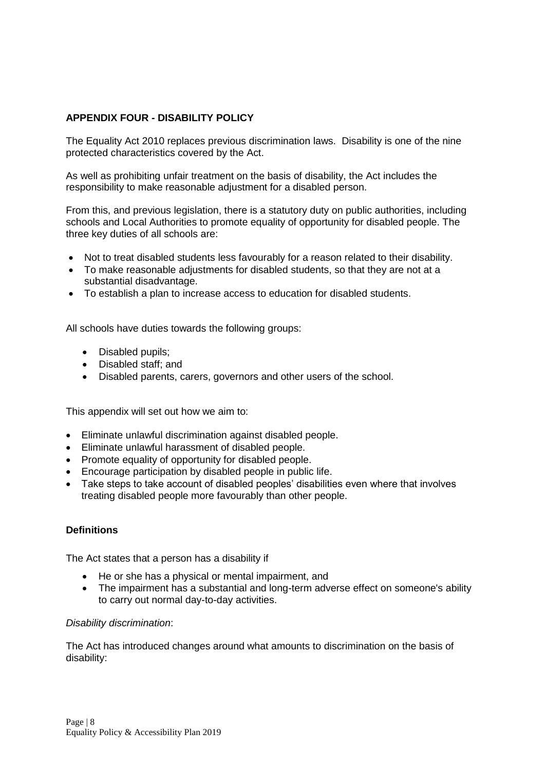**APPENDIX FOUR - DISABILITY POLICY**

The Equality Act 2010 replaces previous discrimination laws. Disability is one of the nine protected characteristics covered by the Act.

As well as prohibiting unfair treatment on the basis of disability, the Act includes the responsibility to make reasonable adjustment for a disabled person.

From this, and previous legislation, there is a statutory duty on public authorities, including schools and Local Authorities to promote equality of opportunity for disabled people. The three key duties of all schools are:

- Not to treat disabled students less favourably for a reason related to their disability.
- To make reasonable adjustments for disabled students, so that they are not at a substantial disadvantage.
- To establish a plan to increase access to education for disabled students.

All schools have duties towards the following groups:

- Disabled pupils;
- Disabled staff; and
- Disabled parents, carers, governors and other users of the school.

This appendix will set out how we aim to:

- Eliminate unlawful discrimination against disabled people.
- Eliminate unlawful harassment of disabled people.
- Promote equality of opportunity for disabled people.
- Encourage participation by disabled people in public life.
- Take steps to take account of disabled peoples' disabilities even where that involves treating disabled people more favourably than other people.

**Definitions**

The Act states that a person has a disability if

- He or she has a physical or mental impairment, and
- The impairment has a substantial and long-term adverse effect on someone's ability to carry out normal day-to-day activities.

*Disability discrimination*:

The Act has introduced changes around what amounts to discrimination on the basis of disability: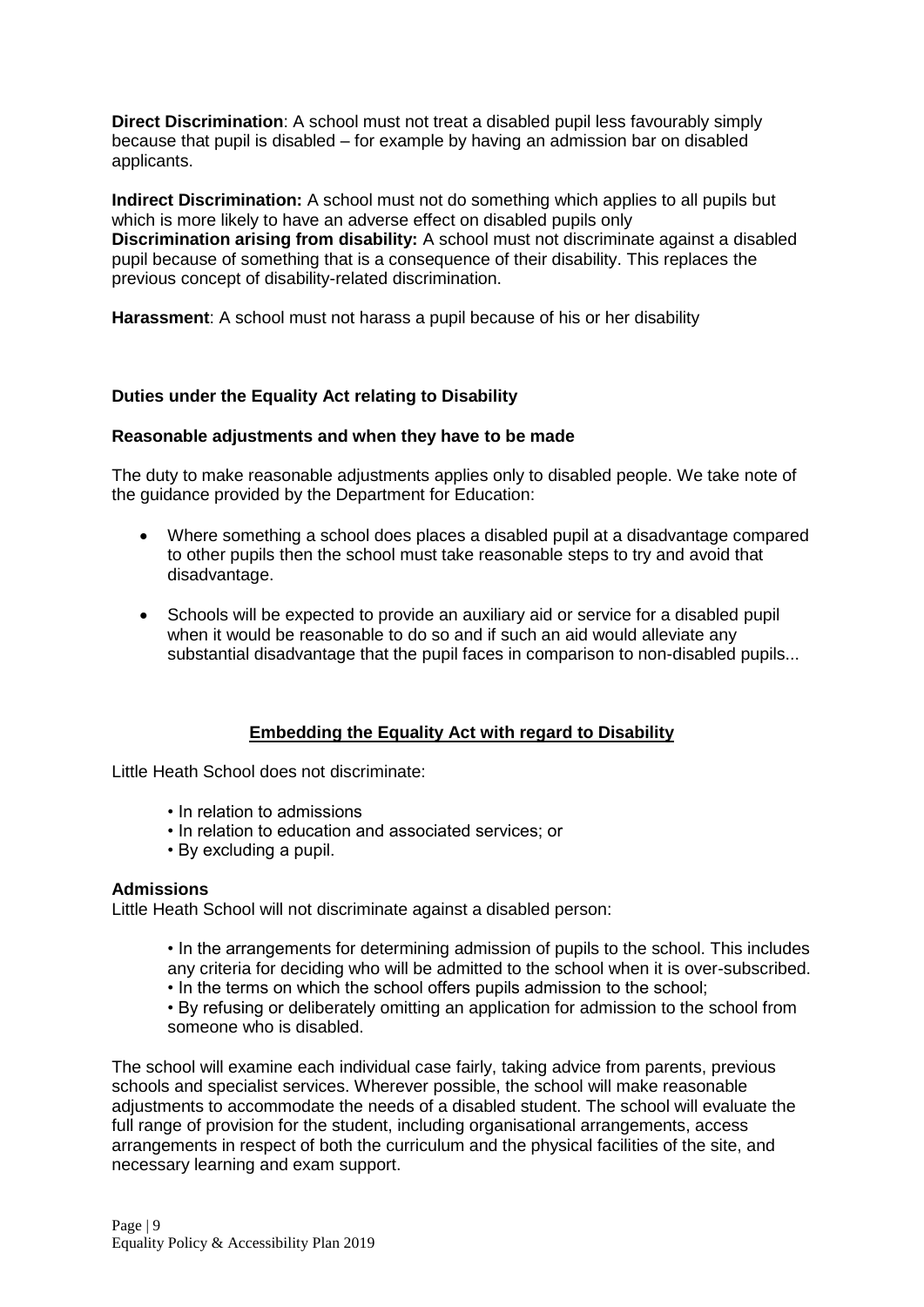**Direct Discrimination**: A school must not treat a disabled pupil less favourably simply because that pupil is disabled – for example by having an admission bar on disabled applicants.

**Indirect Discrimination:** A school must not do something which applies to all pupils but which is more likely to have an adverse effect on disabled pupils only
**Discrimination arising from disability:** A school must not discriminate against a disabled pupil because of something that is a consequence of their disability. This replaces the previous concept of disability-related discrimination.

**Harassment**: A school must not harass a pupil because of his or her disability

### Duties under the Equality Act relating to Disability

**Reasonable adjustments and when they have to be made**

The duty to make reasonable adjustments applies only to disabled people. We take note of the guidance provided by the Department for Education:

- Where something a school does places a disabled pupil at a disadvantage compared to other pupils then the school must take reasonable steps to try and avoid that disadvantage.
- Schools will be expected to provide an auxiliary aid or service for a disabled pupil when it would be reasonable to do so and if such an aid would alleviate any substantial disadvantage that the pupil faces in comparison to non-disabled pupils...

## Embedding the Equality Act with regard to Disability

Little Heath School does not discriminate:

- In relation to admissions
- In relation to education and associated services; or
- By excluding a pupil.

**Admissions**
Little Heath School will not discriminate against a disabled person:

- In the arrangements for determining admission of pupils to the school. This includes any criteria for deciding who will be admitted to the school when it is over-subscribed.
- In the terms on which the school offers pupils admission to the school;
- By refusing or deliberately omitting an application for admission to the school from someone who is disabled.

The school will examine each individual case fairly, taking advice from parents, previous schools and specialist services. Wherever possible, the school will make reasonable adjustments to accommodate the needs of a disabled student. The school will evaluate the full range of provision for the student, including organisational arrangements, access arrangements in respect of both the curriculum and the physical facilities of the site, and necessary learning and exam support.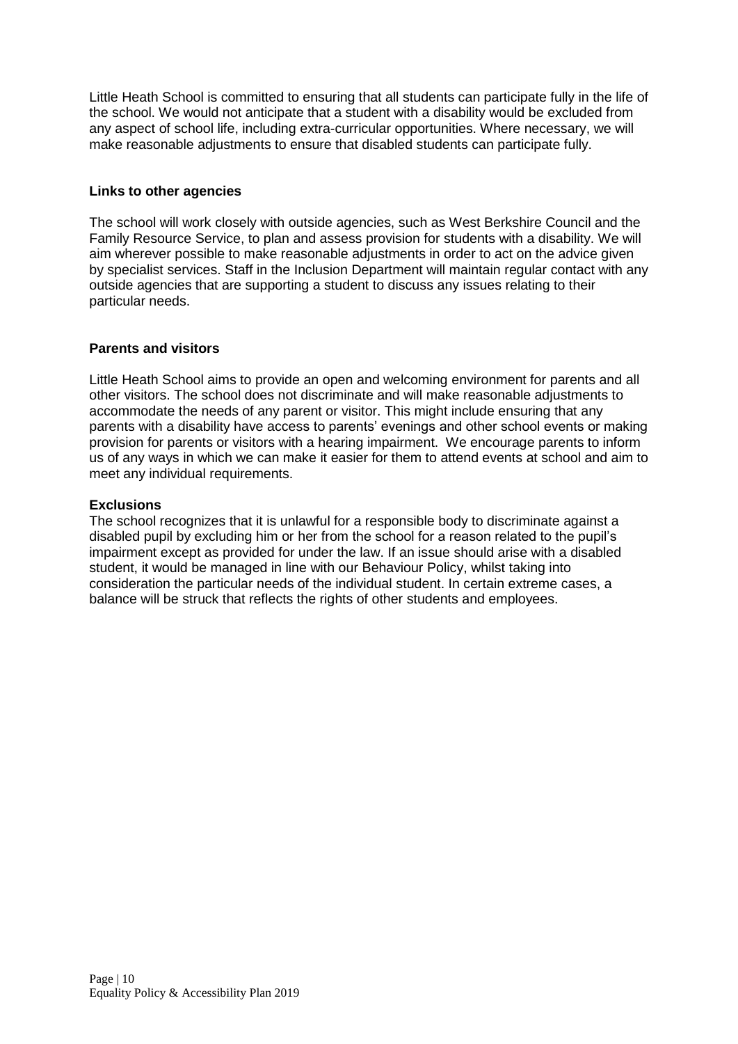Little Heath School is committed to ensuring that all students can participate fully in the life of the school. We would not anticipate that a student with a disability would be excluded from any aspect of school life, including extra-curricular opportunities. Where necessary, we will make reasonable adjustments to ensure that disabled students can participate fully.

**Links to other agencies**

The school will work closely with outside agencies, such as West Berkshire Council and the Family Resource Service, to plan and assess provision for students with a disability. We will aim wherever possible to make reasonable adjustments in order to act on the advice given by specialist services. Staff in the Inclusion Department will maintain regular contact with any outside agencies that are supporting a student to discuss any issues relating to their particular needs.

**Parents and visitors**

Little Heath School aims to provide an open and welcoming environment for parents and all other visitors. The school does not discriminate and will make reasonable adjustments to accommodate the needs of any parent or visitor. This might include ensuring that any parents with a disability have access to parents' evenings and other school events or making provision for parents or visitors with a hearing impairment. We encourage parents to inform us of any ways in which we can make it easier for them to attend events at school and aim to meet any individual requirements.

**Exclusions**

The school recognizes that it is unlawful for a responsible body to discriminate against a disabled pupil by excluding him or her from the school for a reason related to the pupil's impairment except as provided for under the law. If an issue should arise with a disabled student, it would be managed in line with our Behaviour Policy, whilst taking into consideration the particular needs of the individual student. In certain extreme cases, a balance will be struck that reflects the rights of other students and employees.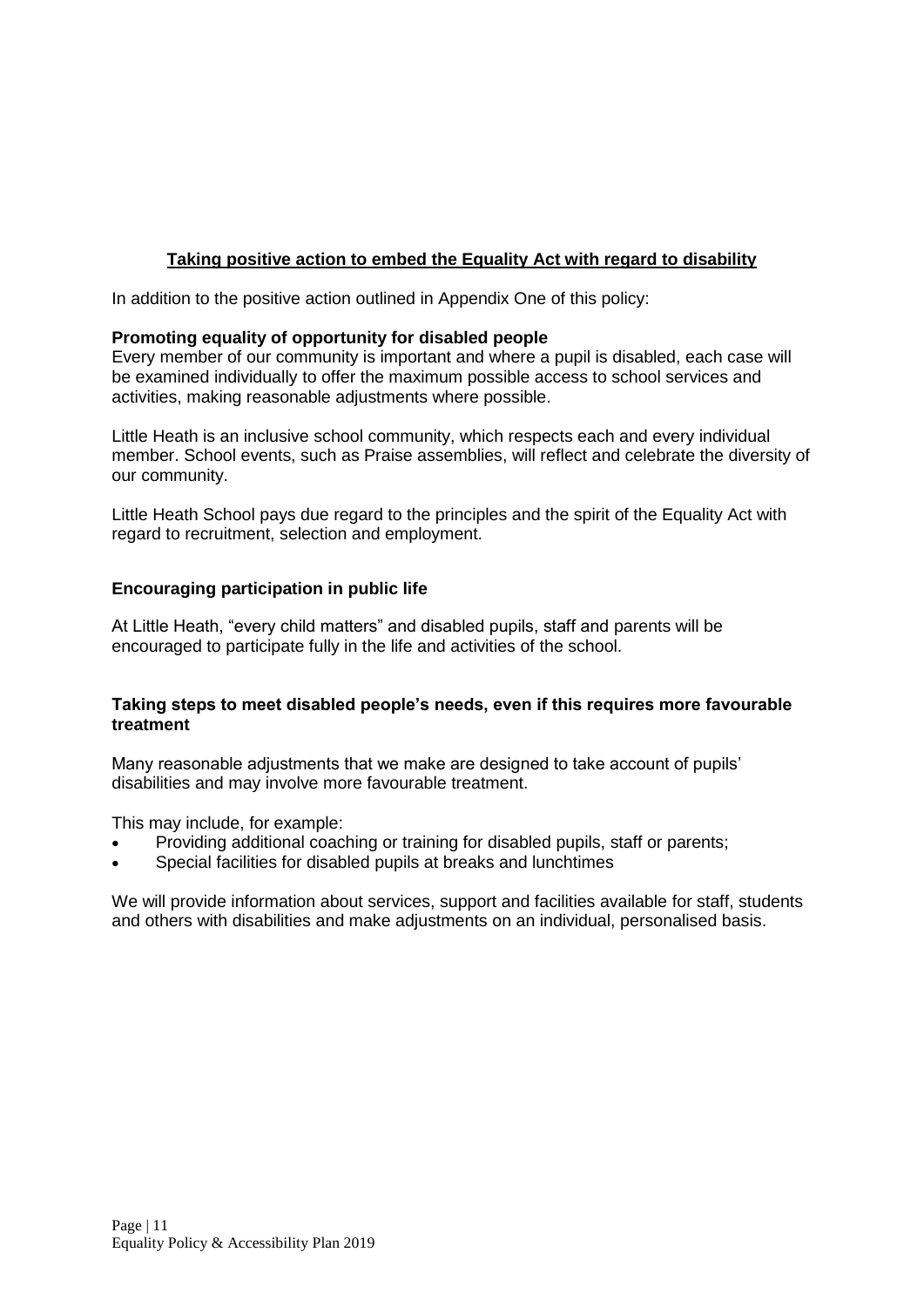## Taking positive action to embed the Equality Act with regard to disability

In addition to the positive action outlined in Appendix One of this policy:

**Promoting equality of opportunity for disabled people**

Every member of our community is important and where a pupil is disabled, each case will be examined individually to offer the maximum possible access to school services and activities, making reasonable adjustments where possible.

Little Heath is an inclusive school community, which respects each and every individual member. School events, such as Praise assemblies, will reflect and celebrate the diversity of our community.

Little Heath School pays due regard to the principles and the spirit of the Equality Act with regard to recruitment, selection and employment.

**Encouraging participation in public life**

At Little Heath, "every child matters" and disabled pupils, staff and parents will be encouraged to participate fully in the life and activities of the school.

**Taking steps to meet disabled people's needs, even if this requires more favourable treatment**

Many reasonable adjustments that we make are designed to take account of pupils' disabilities and may involve more favourable treatment.

This may include, for example:

- Providing additional coaching or training for disabled pupils, staff or parents;
- Special facilities for disabled pupils at breaks and lunchtimes

We will provide information about services, support and facilities available for staff, students and others with disabilities and make adjustments on an individual, personalised basis.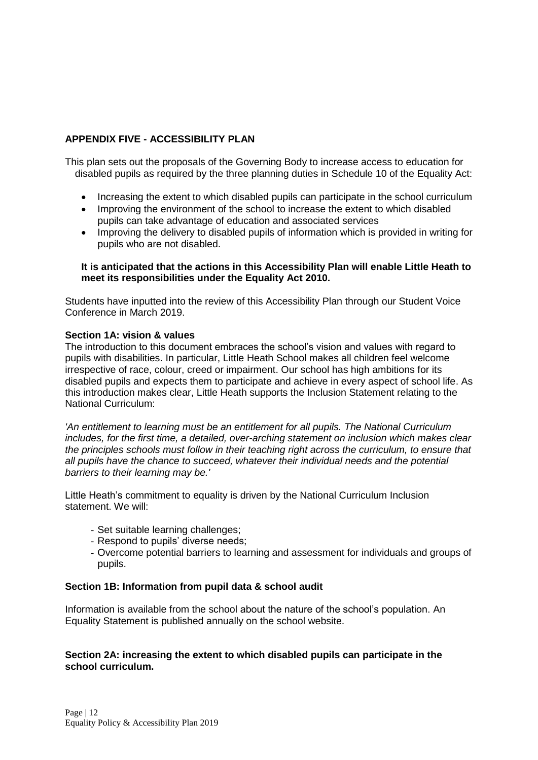## APPENDIX FIVE - ACCESSIBILITY PLAN

This plan sets out the proposals of the Governing Body to increase access to education for disabled pupils as required by the three planning duties in Schedule 10 of the Equality Act:

- Increasing the extent to which disabled pupils can participate in the school curriculum
- Improving the environment of the school to increase the extent to which disabled pupils can take advantage of education and associated services
- Improving the delivery to disabled pupils of information which is provided in writing for pupils who are not disabled.

**It is anticipated that the actions in this Accessibility Plan will enable Little Heath to meet its responsibilities under the Equality Act 2010.**

Students have inputted into the review of this Accessibility Plan through our Student Voice Conference in March 2019.

### Section 1A: vision & values

The introduction to this document embraces the school's vision and values with regard to pupils with disabilities. In particular, Little Heath School makes all children feel welcome irrespective of race, colour, creed or impairment. Our school has high ambitions for its disabled pupils and expects them to participate and achieve in every aspect of school life. As this introduction makes clear, Little Heath supports the Inclusion Statement relating to the National Curriculum:

*'An entitlement to learning must be an entitlement for all pupils. The National Curriculum includes, for the first time, a detailed, over-arching statement on inclusion which makes clear the principles schools must follow in their teaching right across the curriculum, to ensure that all pupils have the chance to succeed, whatever their individual needs and the potential barriers to their learning may be.'*

Little Heath's commitment to equality is driven by the National Curriculum Inclusion statement. We will:

- Set suitable learning challenges;
- Respond to pupils' diverse needs;
- Overcome potential barriers to learning and assessment for individuals and groups of pupils.

### Section 1B: Information from pupil data & school audit

Information is available from the school about the nature of the school's population. An Equality Statement is published annually on the school website.

### Section 2A: increasing the extent to which disabled pupils can participate in the school curriculum.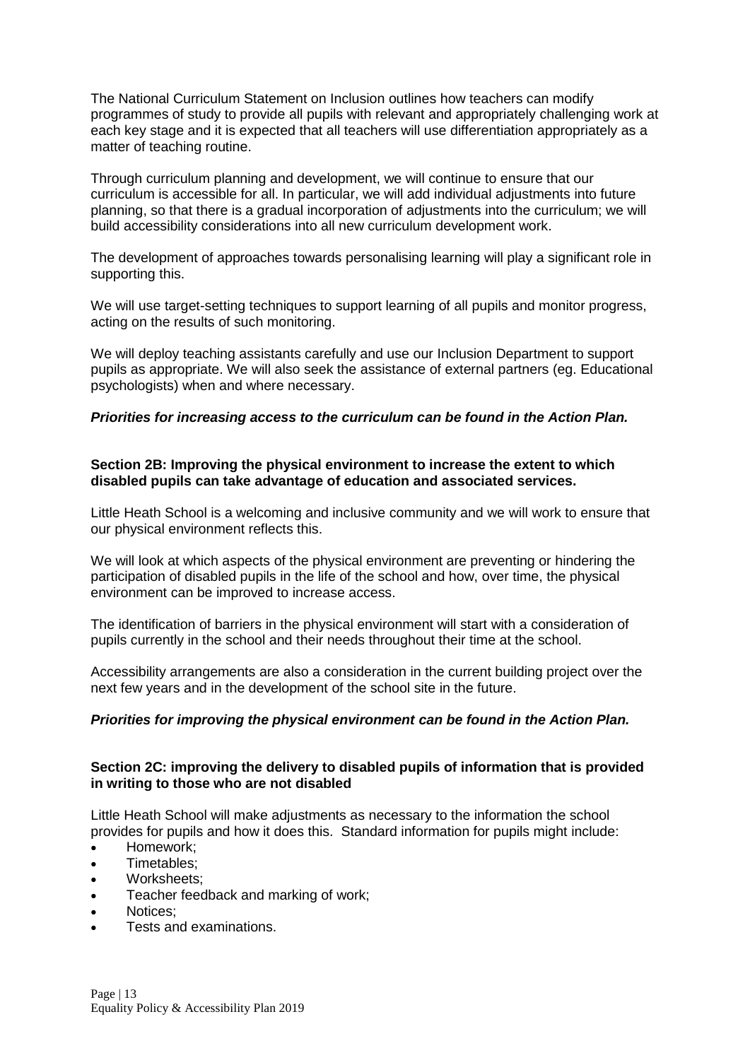The National Curriculum Statement on Inclusion outlines how teachers can modify programmes of study to provide all pupils with relevant and appropriately challenging work at each key stage and it is expected that all teachers will use differentiation appropriately as a matter of teaching routine.

Through curriculum planning and development, we will continue to ensure that our curriculum is accessible for all. In particular, we will add individual adjustments into future planning, so that there is a gradual incorporation of adjustments into the curriculum; we will build accessibility considerations into all new curriculum development work.

The development of approaches towards personalising learning will play a significant role in supporting this.

We will use target-setting techniques to support learning of all pupils and monitor progress, acting on the results of such monitoring.

We will deploy teaching assistants carefully and use our Inclusion Department to support pupils as appropriate. We will also seek the assistance of external partners (eg. Educational psychologists) when and where necessary.

***Priorities for increasing access to the curriculum can be found in the Action Plan.***

**Section 2B: Improving the physical environment to increase the extent to which disabled pupils can take advantage of education and associated services.**

Little Heath School is a welcoming and inclusive community and we will work to ensure that our physical environment reflects this.

We will look at which aspects of the physical environment are preventing or hindering the participation of disabled pupils in the life of the school and how, over time, the physical environment can be improved to increase access.

The identification of barriers in the physical environment will start with a consideration of pupils currently in the school and their needs throughout their time at the school.

Accessibility arrangements are also a consideration in the current building project over the next few years and in the development of the school site in the future.

***Priorities for improving the physical environment can be found in the Action Plan.***

**Section 2C: improving the delivery to disabled pupils of information that is provided in writing to those who are not disabled**

Little Heath School will make adjustments as necessary to the information the school provides for pupils and how it does this. Standard information for pupils might include:

- Homework;
- Timetables;
- Worksheets;
- Teacher feedback and marking of work;
- Notices;
- Tests and examinations.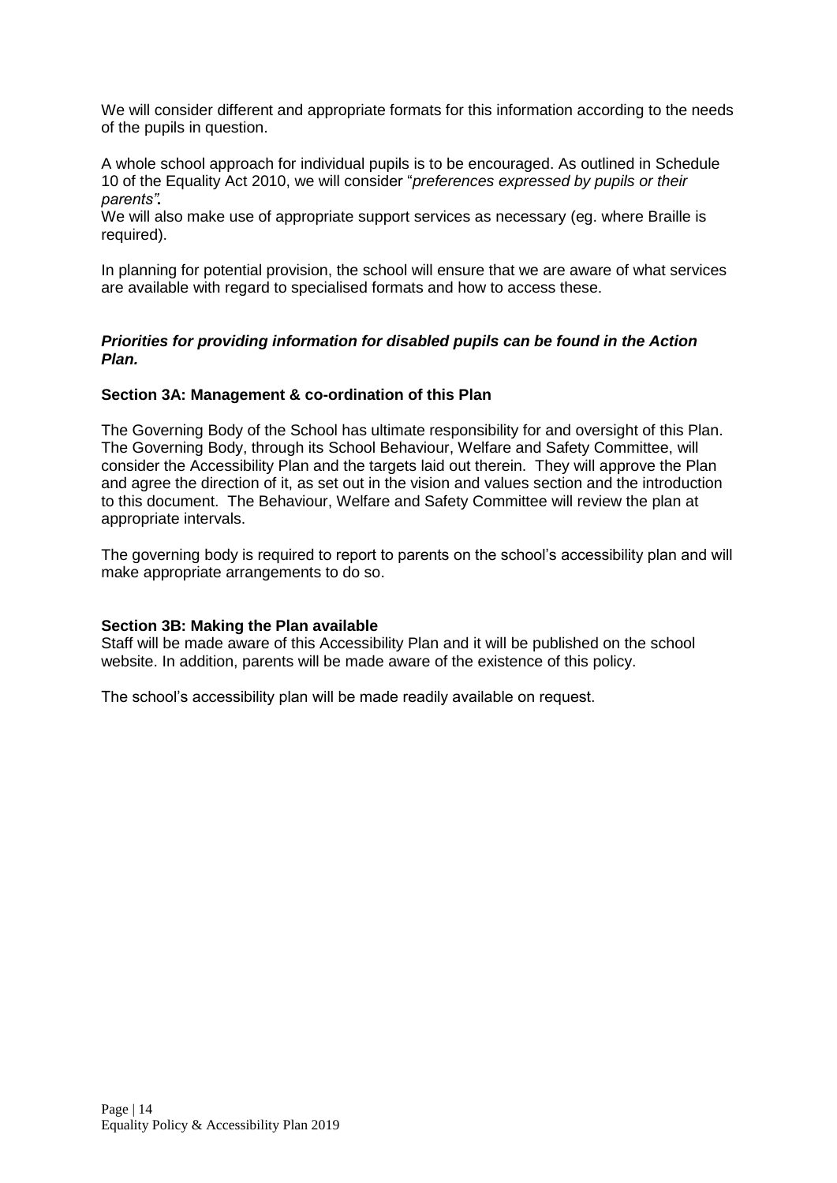We will consider different and appropriate formats for this information according to the needs of the pupils in question.

A whole school approach for individual pupils is to be encouraged. As outlined in Schedule 10 of the Equality Act 2010, we will consider "*preferences expressed by pupils or their parents"***.**
We will also make use of appropriate support services as necessary (eg. where Braille is required).

In planning for potential provision, the school will ensure that we are aware of what services are available with regard to specialised formats and how to access these.

***Priorities for providing information for disabled pupils can be found in the Action Plan.***

**Section 3A: Management & co-ordination of this Plan**

The Governing Body of the School has ultimate responsibility for and oversight of this Plan. The Governing Body, through its School Behaviour, Welfare and Safety Committee, will consider the Accessibility Plan and the targets laid out therein. They will approve the Plan and agree the direction of it, as set out in the vision and values section and the introduction to this document. The Behaviour, Welfare and Safety Committee will review the plan at appropriate intervals.

The governing body is required to report to parents on the school's accessibility plan and will make appropriate arrangements to do so.

**Section 3B: Making the Plan available**

Staff will be made aware of this Accessibility Plan and it will be published on the school website. In addition, parents will be made aware of the existence of this policy.

The school's accessibility plan will be made readily available on request.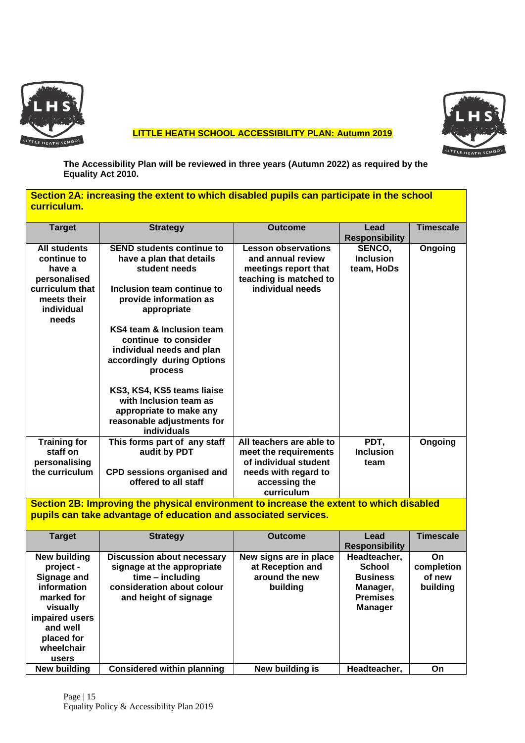**LITTLE HEATH SCHOOL ACCESSIBILITY PLAN: Autumn 2019**

**The Accessibility Plan will be reviewed in three years (Autumn 2022) as required by the Equality Act 2010.**

## Section 2A: increasing the extent to which disabled pupils can participate in the school curriculum.

| Target | Strategy | Outcome | Lead Responsibility | Timescale |
|---|---|---|---|---|
| All students continue to have a personalised curriculum that meets their individual needs | SEND students continue to have a plan that details student needs<br><br>Inclusion team continue to provide information as appropriate<br><br>KS4 team & Inclusion team continue to consider individual needs and plan accordingly during Options process<br><br>KS3, KS4, KS5 teams liaise with Inclusion team as appropriate to make any reasonable adjustments for individuals | Lesson observations and annual review meetings report that teaching is matched to individual needs | SENCO, Inclusion team, HoDs | Ongoing |
| Training for staff on personalising the curriculum | This forms part of any staff audit by PDT<br><br>CPD sessions organised and offered to all staff | All teachers are able to meet the requirements of individual student needs with regard to accessing the curriculum | PDT, Inclusion team | Ongoing |

## Section 2B: Improving the physical environment to increase the extent to which disabled pupils can take advantage of education and associated services.

| Target | Strategy | Outcome | Lead Responsibility | Timescale |
|---|---|---|---|---|
| New building project - Signage and information marked for visually impaired users and well placed for wheelchair users | Discussion about necessary signage at the appropriate time – including consideration about colour and height of signage | New signs are in place at Reception and around the new building | Headteacher, School Business Manager, Premises Manager | On completion of new building |
| New building | Considered within planning | New building is | Headteacher, | On |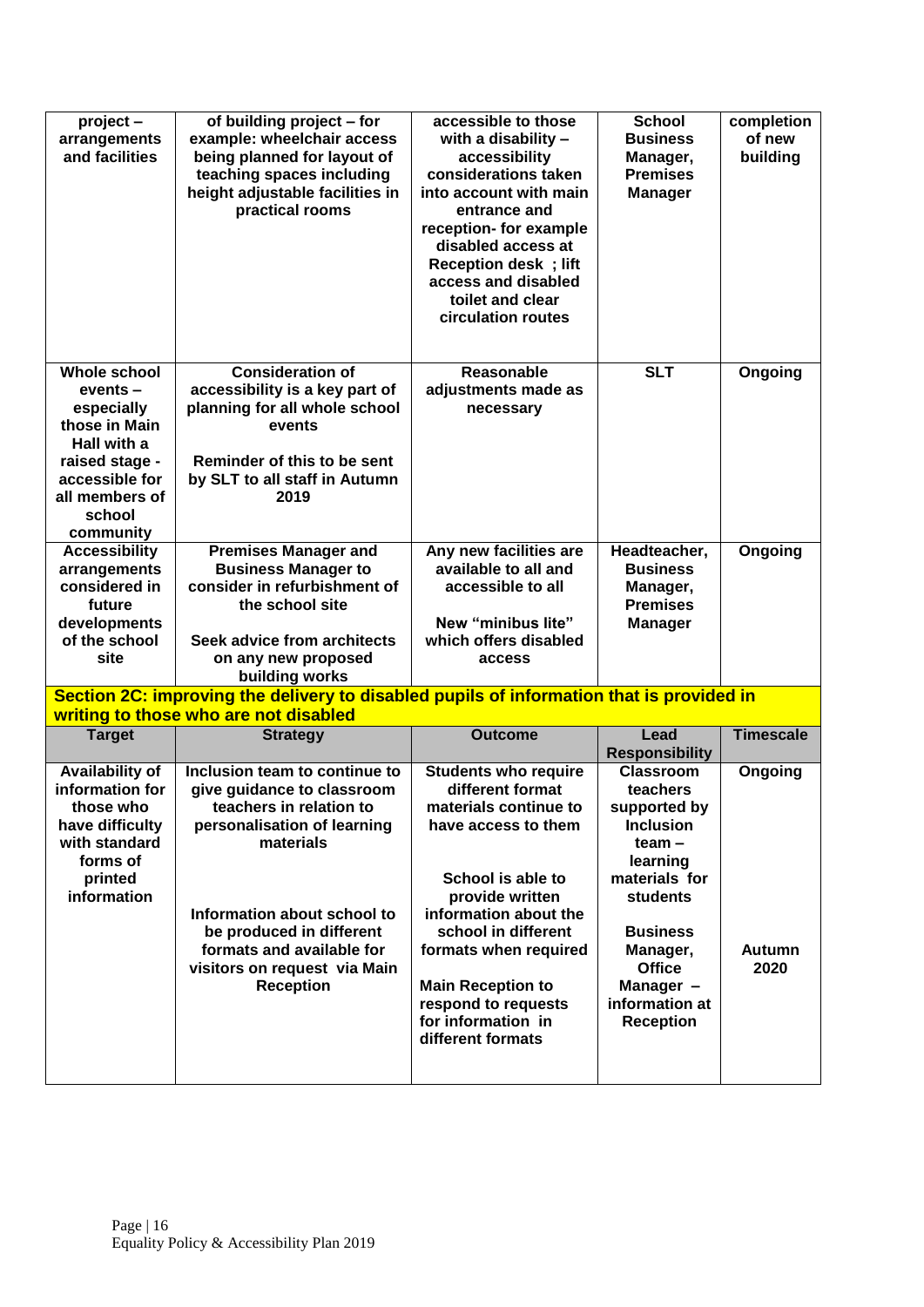| | | | | |
|---|---|---|---|---|
| **project – arrangements and facilities** | **of building project – for example: wheelchair access being planned for layout of teaching spaces including height adjustable facilities in practical rooms** | **accessible to those with a disability – accessibility considerations taken into account with main entrance and reception- for example disabled access at Reception desk ; lift access and disabled toilet and clear circulation routes** | **School Business Manager, Premises Manager** | **completion of new building** |
| **Whole school events – especially those in Main Hall with a raised stage - accessible for all members of school community** | **Consideration of accessibility is a key part of planning for all whole school events**<br><br>**Reminder of this to be sent by SLT to all staff in Autumn 2019** | **Reasonable adjustments made as necessary** | **SLT** | **Ongoing** |
| **Accessibility arrangements considered in future developments of the school site** | **Premises Manager and Business Manager to consider in refurbishment of the school site**<br><br>**Seek advice from architects on any new proposed building works** | **Any new facilities are available to all and accessible to all**<br><br>**New "minibus lite" which offers disabled access** | **Headteacher, Business Manager, Premises Manager** | **Ongoing** |

**Section 2C: improving the delivery to disabled pupils of information that is provided in writing to those who are not disabled**

| Target | Strategy | Outcome | Lead Responsibility | Timescale |
|---|---|---|---|---|
| **Availability of information for those who have difficulty with standard forms of printed information** | **Inclusion team to continue to give guidance to classroom teachers in relation to personalisation of learning materials**<br><br>**Information about school to be produced in different formats and available for visitors on request via Main Reception** | **Students who require different format materials continue to have access to them**<br><br>**School is able to provide written information about the school in different formats when required**<br><br>**Main Reception to respond to requests for information in different formats** | **Classroom teachers supported by Inclusion team – learning materials for students**<br><br>**Business Manager, Office Manager – information at Reception** | **Ongoing**<br><br>**Autumn 2020** |